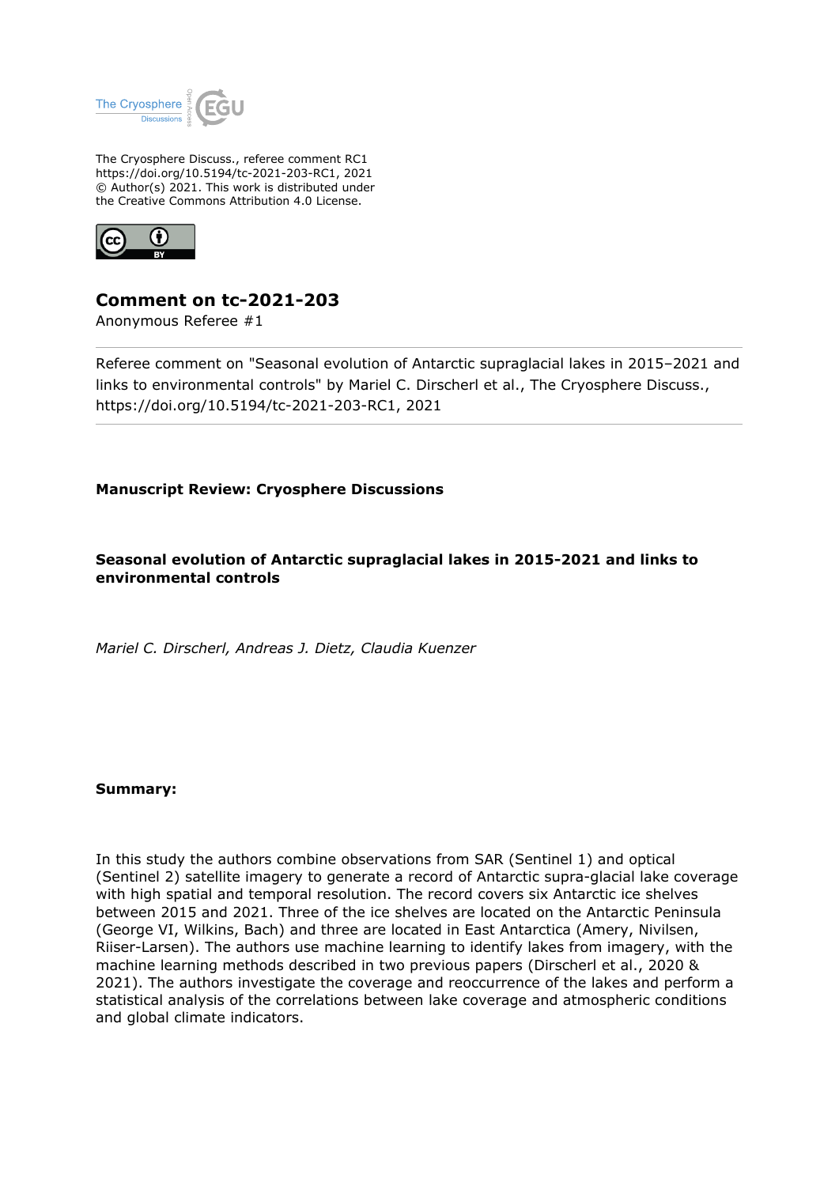The Cryosphere Discuss., referee comment RC1
https://doi.org/10.5194/tc-2021-203-RC1, 2021
© Author(s) 2021. This work is distributed under
the Creative Commons Attribution 4.0 License.

# Comment on tc-2021-203

Anonymous Referee #1

Referee comment on "Seasonal evolution of Antarctic supraglacial lakes in 2015–2021 and links to environmental controls" by Mariel C. Dirscherl et al., The Cryosphere Discuss., https://doi.org/10.5194/tc-2021-203-RC1, 2021

---

**Manuscript Review: Cryosphere Discussions**

**Seasonal evolution of Antarctic supraglacial lakes in 2015-2021 and links to environmental controls**

*Mariel C. Dirscherl, Andreas J. Dietz, Claudia Kuenzer*

**Summary:**

In this study the authors combine observations from SAR (Sentinel 1) and optical (Sentinel 2) satellite imagery to generate a record of Antarctic supra-glacial lake coverage with high spatial and temporal resolution. The record covers six Antarctic ice shelves between 2015 and 2021. Three of the ice shelves are located on the Antarctic Peninsula (George VI, Wilkins, Bach) and three are located in East Antarctica (Amery, Nivilsen, Riiser-Larsen). The authors use machine learning to identify lakes from imagery, with the machine learning methods described in two previous papers (Dirscherl et al., 2020 & 2021). The authors investigate the coverage and reoccurrence of the lakes and perform a statistical analysis of the correlations between lake coverage and atmospheric conditions and global climate indicators.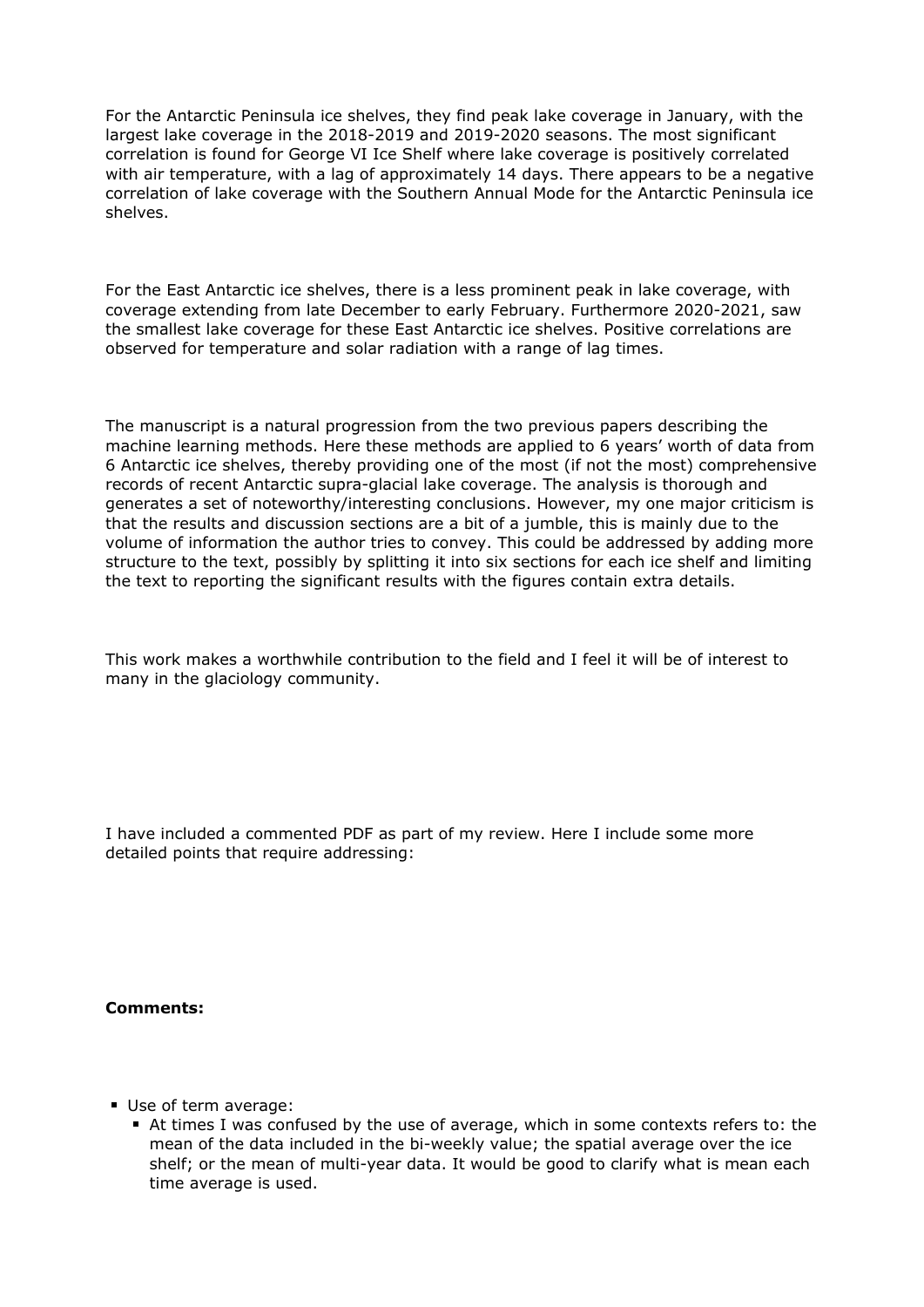For the Antarctic Peninsula ice shelves, they find peak lake coverage in January, with the largest lake coverage in the 2018-2019 and 2019-2020 seasons. The most significant correlation is found for George VI Ice Shelf where lake coverage is positively correlated with air temperature, with a lag of approximately 14 days. There appears to be a negative correlation of lake coverage with the Southern Annual Mode for the Antarctic Peninsula ice shelves.

For the East Antarctic ice shelves, there is a less prominent peak in lake coverage, with coverage extending from late December to early February. Furthermore 2020-2021, saw the smallest lake coverage for these East Antarctic ice shelves. Positive correlations are observed for temperature and solar radiation with a range of lag times.

The manuscript is a natural progression from the two previous papers describing the machine learning methods. Here these methods are applied to 6 years' worth of data from 6 Antarctic ice shelves, thereby providing one of the most (if not the most) comprehensive records of recent Antarctic supra-glacial lake coverage. The analysis is thorough and generates a set of noteworthy/interesting conclusions. However, my one major criticism is that the results and discussion sections are a bit of a jumble, this is mainly due to the volume of information the author tries to convey. This could be addressed by adding more structure to the text, possibly by splitting it into six sections for each ice shelf and limiting the text to reporting the significant results with the figures contain extra details.

This work makes a worthwhile contribution to the field and I feel it will be of interest to many in the glaciology community.

I have included a commented PDF as part of my review. Here I include some more detailed points that require addressing:

**Comments:**

- Use of term average:
  - At times I was confused by the use of average, which in some contexts refers to: the mean of the data included in the bi-weekly value; the spatial average over the ice shelf; or the mean of multi-year data. It would be good to clarify what is mean each time average is used.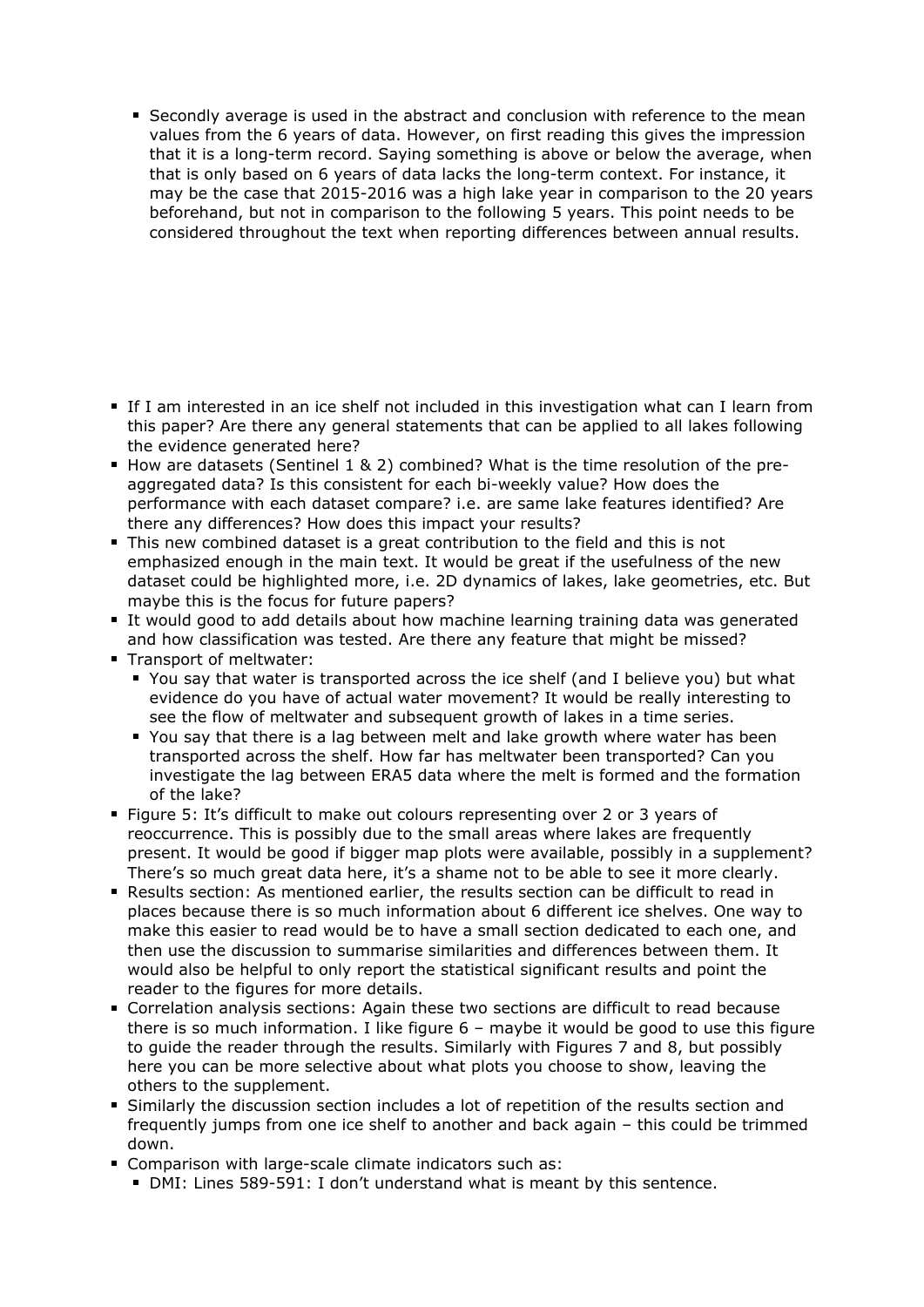- Secondly average is used in the abstract and conclusion with reference to the mean values from the 6 years of data. However, on first reading this gives the impression that it is a long-term record. Saying something is above or below the average, when that is only based on 6 years of data lacks the long-term context. For instance, it may be the case that 2015-2016 was a high lake year in comparison to the 20 years beforehand, but not in comparison to the following 5 years. This point needs to be considered throughout the text when reporting differences between annual results.

- If I am interested in an ice shelf not included in this investigation what can I learn from this paper? Are there any general statements that can be applied to all lakes following the evidence generated here?
- How are datasets (Sentinel 1 & 2) combined? What is the time resolution of the pre-aggregated data? Is this consistent for each bi-weekly value? How does the performance with each dataset compare? i.e. are same lake features identified? Are there any differences? How does this impact your results?
- This new combined dataset is a great contribution to the field and this is not emphasized enough in the main text. It would be great if the usefulness of the new dataset could be highlighted more, i.e. 2D dynamics of lakes, lake geometries, etc. But maybe this is the focus for future papers?
- It would good to add details about how machine learning training data was generated and how classification was tested. Are there any feature that might be missed?
- Transport of meltwater:
  - You say that water is transported across the ice shelf (and I believe you) but what evidence do you have of actual water movement? It would be really interesting to see the flow of meltwater and subsequent growth of lakes in a time series.
  - You say that there is a lag between melt and lake growth where water has been transported across the shelf. How far has meltwater been transported? Can you investigate the lag between ERA5 data where the melt is formed and the formation of the lake?
- Figure 5: It's difficult to make out colours representing over 2 or 3 years of reoccurrence. This is possibly due to the small areas where lakes are frequently present. It would be good if bigger map plots were available, possibly in a supplement? There's so much great data here, it's a shame not to be able to see it more clearly.
- Results section: As mentioned earlier, the results section can be difficult to read in places because there is so much information about 6 different ice shelves. One way to make this easier to read would be to have a small section dedicated to each one, and then use the discussion to summarise similarities and differences between them. It would also be helpful to only report the statistical significant results and point the reader to the figures for more details.
- Correlation analysis sections: Again these two sections are difficult to read because there is so much information. I like figure 6 – maybe it would be good to use this figure to guide the reader through the results. Similarly with Figures 7 and 8, but possibly here you can be more selective about what plots you choose to show, leaving the others to the supplement.
- Similarly the discussion section includes a lot of repetition of the results section and frequently jumps from one ice shelf to another and back again – this could be trimmed down.
- Comparison with large-scale climate indicators such as:
  - DMI: Lines 589-591: I don't understand what is meant by this sentence.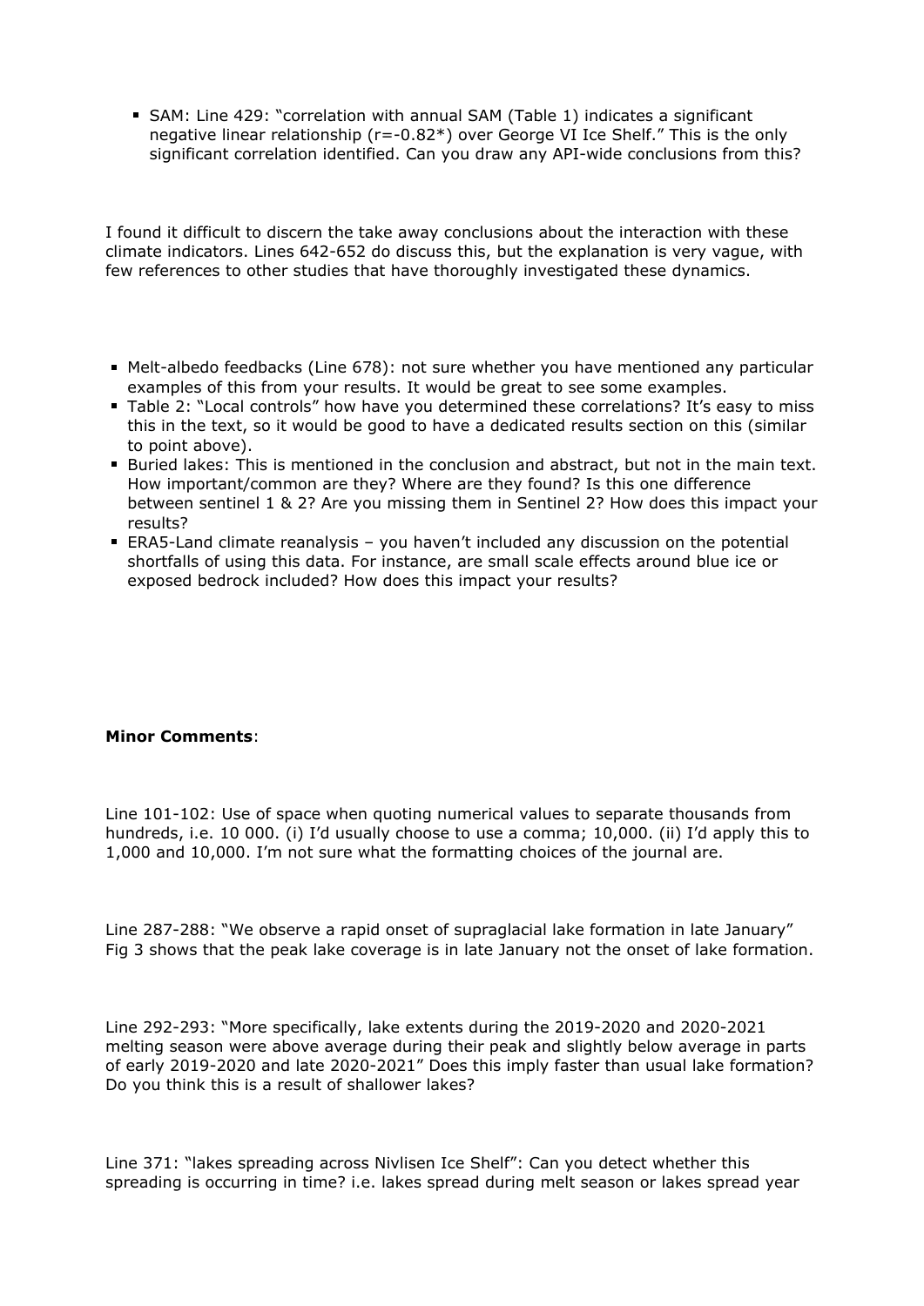- SAM: Line 429: "correlation with annual SAM (Table 1) indicates a significant negative linear relationship (r=-0.82*) over George VI Ice Shelf." This is the only significant correlation identified. Can you draw any API-wide conclusions from this?

I found it difficult to discern the take away conclusions about the interaction with these climate indicators. Lines 642-652 do discuss this, but the explanation is very vague, with few references to other studies that have thoroughly investigated these dynamics.

- Melt-albedo feedbacks (Line 678): not sure whether you have mentioned any particular examples of this from your results. It would be great to see some examples.
- Table 2: "Local controls" how have you determined these correlations? It's easy to miss this in the text, so it would be good to have a dedicated results section on this (similar to point above).
- Buried lakes: This is mentioned in the conclusion and abstract, but not in the main text. How important/common are they? Where are they found? Is this one difference between sentinel 1 & 2? Are you missing them in Sentinel 2? How does this impact your results?
- ERA5-Land climate reanalysis – you haven't included any discussion on the potential shortfalls of using this data. For instance, are small scale effects around blue ice or exposed bedrock included? How does this impact your results?

**Minor Comments**:

Line 101-102: Use of space when quoting numerical values to separate thousands from hundreds, i.e. 10 000. (i) I'd usually choose to use a comma; 10,000. (ii) I'd apply this to 1,000 and 10,000. I'm not sure what the formatting choices of the journal are.

Line 287-288: "We observe a rapid onset of supraglacial lake formation in late January" Fig 3 shows that the peak lake coverage is in late January not the onset of lake formation.

Line 292-293: "More specifically, lake extents during the 2019-2020 and 2020-2021 melting season were above average during their peak and slightly below average in parts of early 2019-2020 and late 2020-2021" Does this imply faster than usual lake formation? Do you think this is a result of shallower lakes?

Line 371: "lakes spreading across Nivlisen Ice Shelf": Can you detect whether this spreading is occurring in time? i.e. lakes spread during melt season or lakes spread year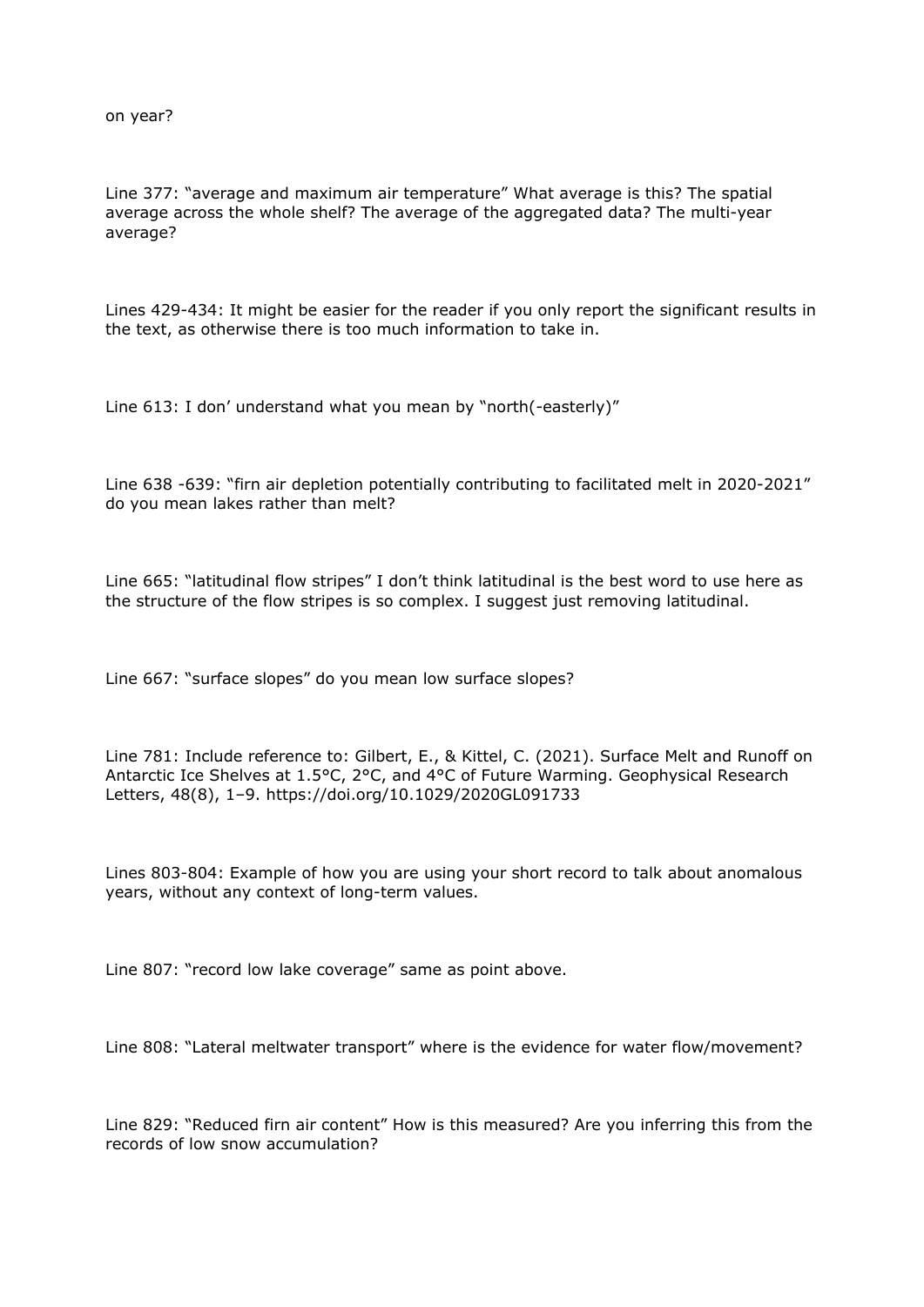on year?

Line 377: "average and maximum air temperature" What average is this? The spatial average across the whole shelf? The average of the aggregated data? The multi-year average?

Lines 429-434: It might be easier for the reader if you only report the significant results in the text, as otherwise there is too much information to take in.

Line 613: I don' understand what you mean by "north(-easterly)"

Line 638 -639: "firn air depletion potentially contributing to facilitated melt in 2020-2021" do you mean lakes rather than melt?

Line 665: "latitudinal flow stripes" I don't think latitudinal is the best word to use here as the structure of the flow stripes is so complex. I suggest just removing latitudinal.

Line 667: "surface slopes" do you mean low surface slopes?

Line 781: Include reference to: Gilbert, E., & Kittel, C. (2021). Surface Melt and Runoff on Antarctic Ice Shelves at 1.5°C, 2°C, and 4°C of Future Warming. Geophysical Research Letters, 48(8), 1–9. https://doi.org/10.1029/2020GL091733

Lines 803-804: Example of how you are using your short record to talk about anomalous years, without any context of long-term values.

Line 807: "record low lake coverage" same as point above.

Line 808: "Lateral meltwater transport" where is the evidence for water flow/movement?

Line 829: "Reduced firn air content" How is this measured? Are you inferring this from the records of low snow accumulation?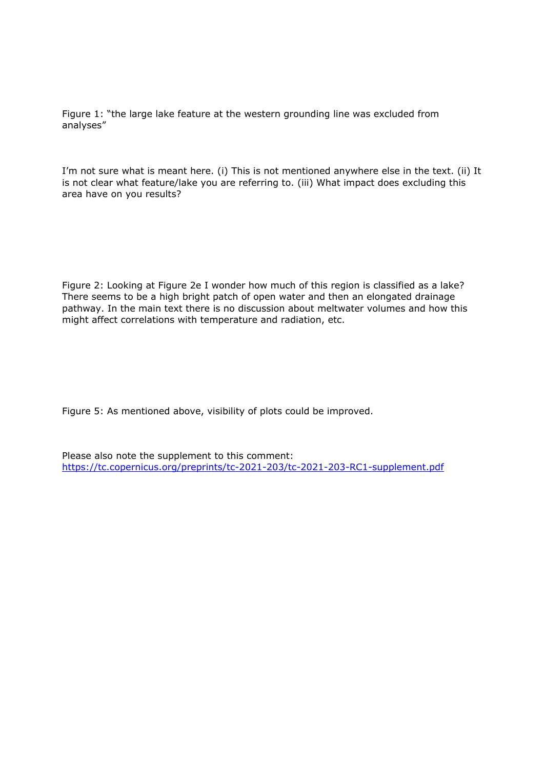Figure 1: “the large lake feature at the western grounding line was excluded from analyses”

I’m not sure what is meant here. (i) This is not mentioned anywhere else in the text. (ii) It is not clear what feature/lake you are referring to. (iii) What impact does excluding this area have on you results?

Figure 2: Looking at Figure 2e I wonder how much of this region is classified as a lake? There seems to be a high bright patch of open water and then an elongated drainage pathway. In the main text there is no discussion about meltwater volumes and how this might affect correlations with temperature and radiation, etc.

Figure 5: As mentioned above, visibility of plots could be improved.

Please also note the supplement to this comment:
https://tc.copernicus.org/preprints/tc-2021-203/tc-2021-203-RC1-supplement.pdf